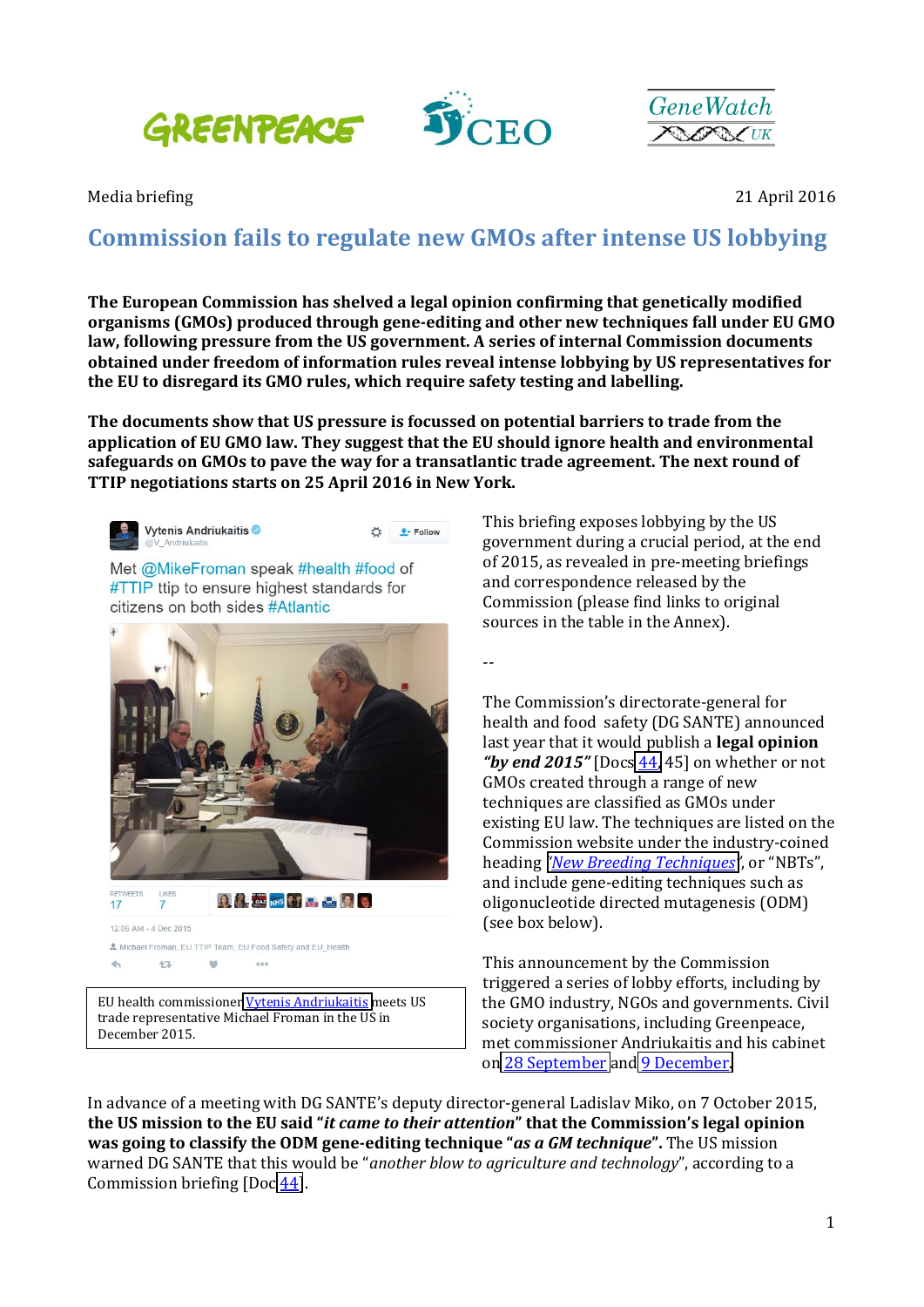Media briefing

21 April 2016

# Commission fails to regulate new GMOs after intense US lobbying

**The European Commission has shelved a legal opinion confirming that genetically modified organisms (GMOs) produced through gene-editing and other new techniques fall under EU GMO law, following pressure from the US government. A series of internal Commission documents obtained under freedom of information rules reveal intense lobbying by US representatives for the EU to disregard its GMO rules, which require safety testing and labelling.**

**The documents show that US pressure is focussed on potential barriers to trade from the application of EU GMO law. They suggest that the EU should ignore health and environmental safeguards on GMOs to pave the way for a transatlantic trade agreement. The next round of TTIP negotiations starts on 25 April 2016 in New York.**

Vytenis Andriukaitis @V_Andriukaitis

Met @MikeFroman speak #health #food of #TTIP ttip to ensure highest standards for citizens on both sides #Atlantic

RETWEETS 17 LIKES 7

12:06 AM - 4 Dec 2015

Michael Froman, EU TTIP Team, EU Food Safety and EU_Health

EU health commissioner Vytenis Andriukaitis meets US trade representative Michael Froman in the US in December 2015.

This briefing exposes lobbying by the US government during a crucial period, at the end of 2015, as revealed in pre-meeting briefings and correspondence released by the Commission (please find links to original sources in the table in the Annex).

--

The Commission's directorate-general for health and food safety (DG SANTE) announced last year that it would publish a **legal opinion *"by end 2015"*** [Docs 44, 45] on whether or not GMOs created through a range of new techniques are classified as GMOs under existing EU law. The techniques are listed on the Commission website under the industry-coined heading '*New Breeding Techniques*', or "NBTs", and include gene-editing techniques such as oligonucleotide directed mutagenesis (ODM) (see box below).

This announcement by the Commission triggered a series of lobby efforts, including by the GMO industry, NGOs and governments. Civil society organisations, including Greenpeace, met commissioner Andriukaitis and his cabinet on 28 September and 9 December.

In advance of a meeting with DG SANTE's deputy director-general Ladislav Miko, on 7 October 2015, **the US mission to the EU said "*it came to their attention*" that the Commission's legal opinion was going to classify the ODM gene-editing technique "*as a GM technique*".** The US mission warned DG SANTE that this would be "*another blow to agriculture and technology*", according to a Commission briefing [Doc 44].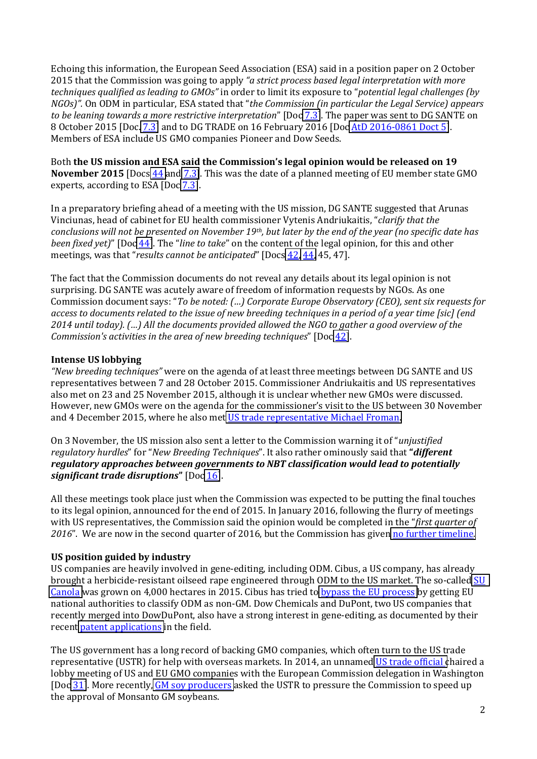Echoing this information, the European Seed Association (ESA) said in a position paper on 2 October 2015 that the Commission was going to apply *"a strict process based legal interpretation with more techniques qualified as leading to GMOs"* in order to limit its exposure to "*potential legal challenges (by NGOs)".* On ODM in particular, ESA stated that "*the Commission (in particular the Legal Service) appears to be leaning towards a more restrictive interpretation*" [Doc 7.3]. The paper was sent to DG SANTE on 8 October 2015 [Doc 7.3] and to DG TRADE on 16 February 2016 [Doc AtD 2016-0861 Doct 5]. Members of ESA include US GMO companies Pioneer and Dow Seeds.

Both **the US mission and ESA said the Commission's legal opinion would be released on 19 November 2015** [Docs 44 and 7.3]. This was the date of a planned meeting of EU member state GMO experts, according to ESA [Doc 7.3].

In a preparatory briefing ahead of a meeting with the US mission, DG SANTE suggested that Arunas Vinciunas, head of cabinet for EU health commissioner Vytenis Andriukaitis, "*clarify that the conclusions will not be presented on November 19th, but later by the end of the year (no specific date has been fixed yet)*" [Doc 44]. The "*line to take*" on the content of the legal opinion, for this and other meetings, was that "*results cannot be anticipated*" [Docs 42, 44, 45, 47].

The fact that the Commission documents do not reveal any details about its legal opinion is not surprising. DG SANTE was acutely aware of freedom of information requests by NGOs. As one Commission document says: "*To be noted: (…) Corporate Europe Observatory (CEO), sent six requests for access to documents related to the issue of new breeding techniques in a period of a year time [sic] (end 2014 until today). (…) All the documents provided allowed the NGO to gather a good overview of the Commission's activities in the area of new breeding techniques*" [Doc 42].

### Intense US lobbying

*"New breeding techniques"* were on the agenda of at least three meetings between DG SANTE and US representatives between 7 and 28 October 2015. Commissioner Andriukaitis and US representatives also met on 23 and 25 November 2015, although it is unclear whether new GMOs were discussed. However, new GMOs were on the agenda for the commissioner's visit to the US between 30 November and 4 December 2015, where he also met US trade representative Michael Froman.

On 3 November, the US mission also sent a letter to the Commission warning it of "*unjustified regulatory hurdles*" for "*New Breeding Techniques*". It also rather ominously said that **"*different regulatory approaches between governments to NBT classification would lead to potentially significant trade disruptions*"** [Doc 16].

All these meetings took place just when the Commission was expected to be putting the final touches to its legal opinion, announced for the end of 2015. In January 2016, following the flurry of meetings with US representatives, the Commission said the opinion would be completed in the "*first quarter of 2016*". We are now in the second quarter of 2016, but the Commission has given no further timeline.

### US position guided by industry

US companies are heavily involved in gene-editing, including ODM. Cibus, a US company, has already brought a herbicide-resistant oilseed rape engineered through ODM to the US market. The so-called SU Canola was grown on 4,000 hectares in 2015. Cibus has tried to bypass the EU process by getting EU national authorities to classify ODM as non-GM. Dow Chemicals and DuPont, two US companies that recently merged into DowDuPont, also have a strong interest in gene-editing, as documented by their recent patent applications in the field.

The US government has a long record of backing GMO companies, which often turn to the US trade representative (USTR) for help with overseas markets. In 2014, an unnamed US trade official chaired a lobby meeting of US and EU GMO companies with the European Commission delegation in Washington [Doc 31]. More recently, GM soy producers asked the USTR to pressure the Commission to speed up the approval of Monsanto GM soybeans.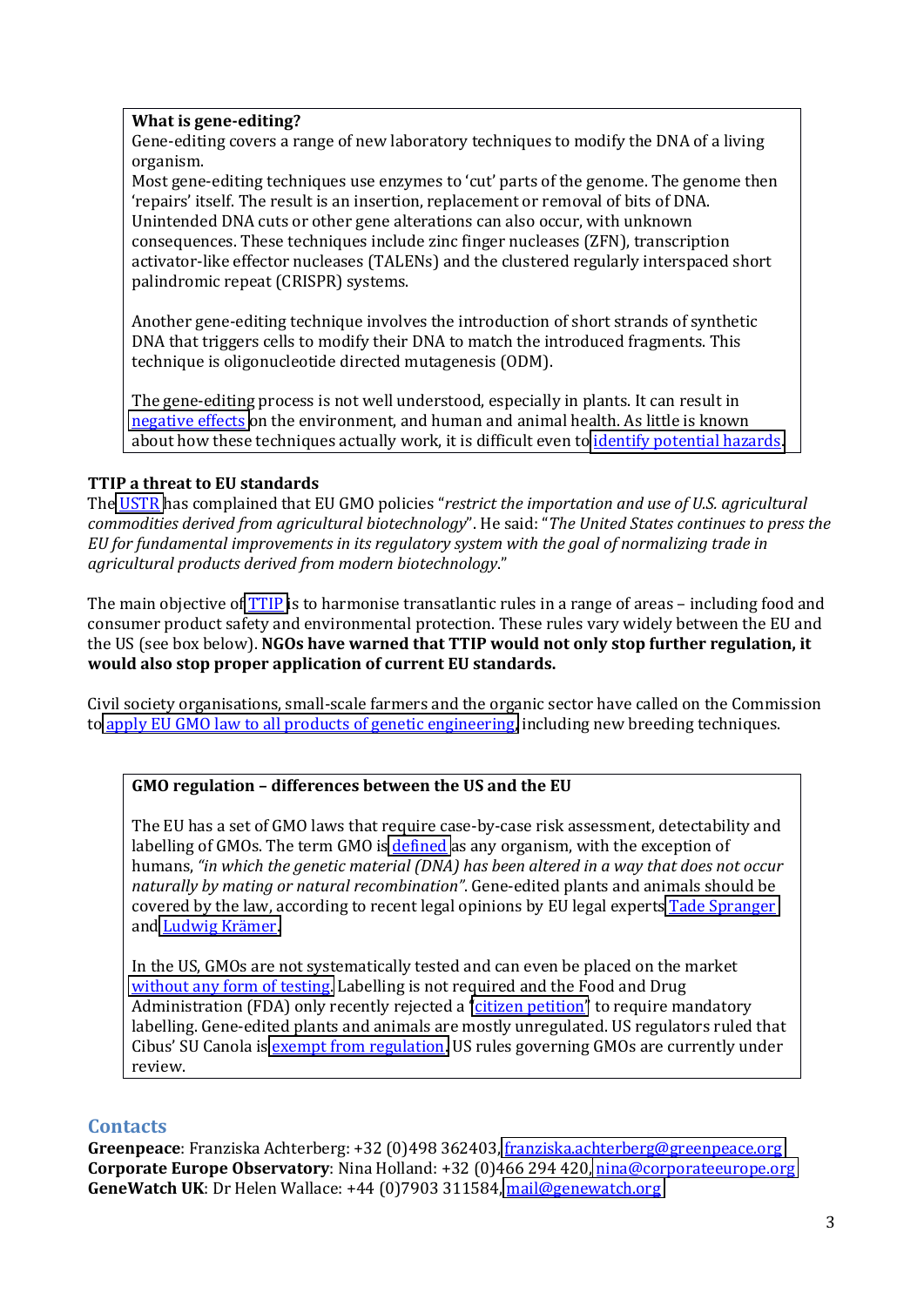**What is gene-editing?**

Gene-editing covers a range of new laboratory techniques to modify the DNA of a living organism.

Most gene-editing techniques use enzymes to 'cut' parts of the genome. The genome then 'repairs' itself. The result is an insertion, replacement or removal of bits of DNA. Unintended DNA cuts or other gene alterations can also occur, with unknown consequences. These techniques include zinc finger nucleases (ZFN), transcription activator-like effector nucleases (TALENs) and the clustered regularly interspaced short palindromic repeat (CRISPR) systems.

Another gene-editing technique involves the introduction of short strands of synthetic DNA that triggers cells to modify their DNA to match the introduced fragments. This technique is oligonucleotide directed mutagenesis (ODM).

The gene-editing process is not well understood, especially in plants. It can result in negative effects on the environment, and human and animal health. As little is known about how these techniques actually work, it is difficult even to identify potential hazards.

## TTIP a threat to EU standards

The USTR has complained that EU GMO policies "*restrict the importation and use of U.S. agricultural commodities derived from agricultural biotechnology*". He said: "*The United States continues to press the EU for fundamental improvements in its regulatory system with the goal of normalizing trade in agricultural products derived from modern biotechnology.*"

The main objective of TTIP is to harmonise transatlantic rules in a range of areas – including food and consumer product safety and environmental protection. These rules vary widely between the EU and the US (see box below). **NGOs have warned that TTIP would not only stop further regulation, it would also stop proper application of current EU standards.**

Civil society organisations, small-scale farmers and the organic sector have called on the Commission to apply EU GMO law to all products of genetic engineering, including new breeding techniques.

**GMO regulation – differences between the US and the EU**

The EU has a set of GMO laws that require case-by-case risk assessment, detectability and labelling of GMOs. The term GMO is defined as any organism, with the exception of humans, *"in which the genetic material (DNA) has been altered in a way that does not occur naturally by mating or natural recombination"*. Gene-edited plants and animals should be covered by the law, according to recent legal opinions by EU legal experts Tade Spranger and Ludwig Krämer.

In the US, GMOs are not systematically tested and can even be placed on the market without any form of testing. Labelling is not required and the Food and Drug Administration (FDA) only recently rejected a 'citizen petition' to require mandatory labelling. Gene-edited plants and animals are mostly unregulated. US regulators ruled that Cibus' SU Canola is exempt from regulation. US rules governing GMOs are currently under review.

## Contacts

**Greenpeace**: Franziska Achterberg: +32 (0)498 362403, franziska.achterberg@greenpeace.org
**Corporate Europe Observatory**: Nina Holland: +32 (0)466 294 420, nina@corporateeurope.org
**GeneWatch UK**: Dr Helen Wallace: +44 (0)7903 311584, mail@genewatch.org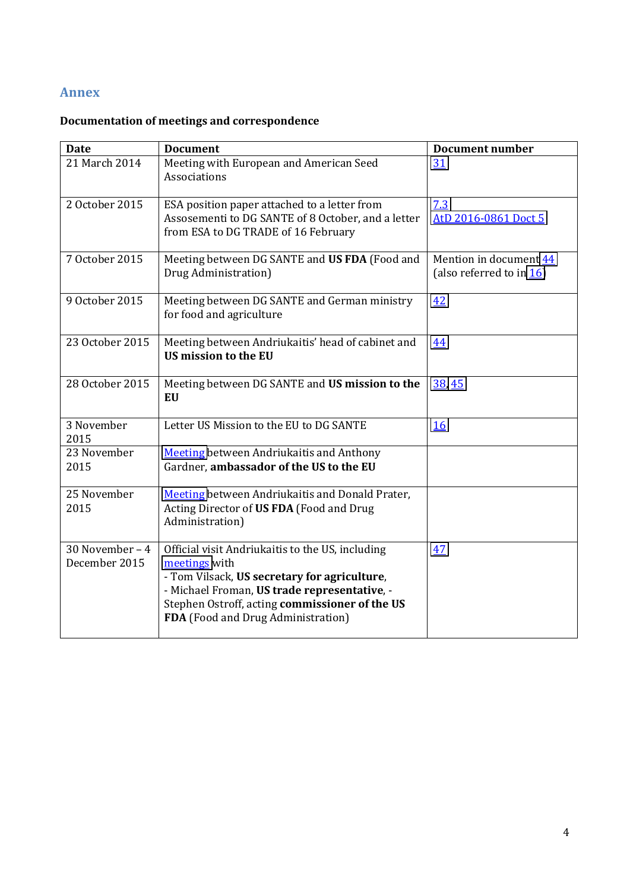# Annex

**Documentation of meetings and correspondence**

| Date | Document | Document number |
|---|---|---|
| 21 March 2014 | Meeting with European and American Seed Associations | 31 |
| 2 October 2015 | ESA position paper attached to a letter from Assosementi to DG SANTE of 8 October, and a letter from ESA to DG TRADE of 16 February | 7.3<br>AtD 2016-0861 Doct 5 |
| 7 October 2015 | Meeting between DG SANTE and **US FDA** (Food and Drug Administration) | Mention in document 44 (also referred to in 16) |
| 9 October 2015 | Meeting between DG SANTE and German ministry for food and agriculture | 42 |
| 23 October 2015 | Meeting between Andriukaitis' head of cabinet and **US mission to the EU** | 44 |
| 28 October 2015 | Meeting between DG SANTE and **US mission to the EU** | 38, 45 |
| 3 November 2015 | Letter US Mission to the EU to DG SANTE | 16 |
| 23 November 2015 | Meeting between Andriukaitis and Anthony Gardner, **ambassador of the US to the EU** | |
| 25 November 2015 | Meeting between Andriukaitis and Donald Prater, Acting Director of **US FDA** (Food and Drug Administration) | |
| 30 November – 4 December 2015 | Official visit Andriukaitis to the US, including meetings with<br>- Tom Vilsack, **US secretary for agriculture**,<br>- Michael Froman, **US trade representative**, - Stephen Ostroff, acting **commissioner of the US FDA** (Food and Drug Administration) | 47 |